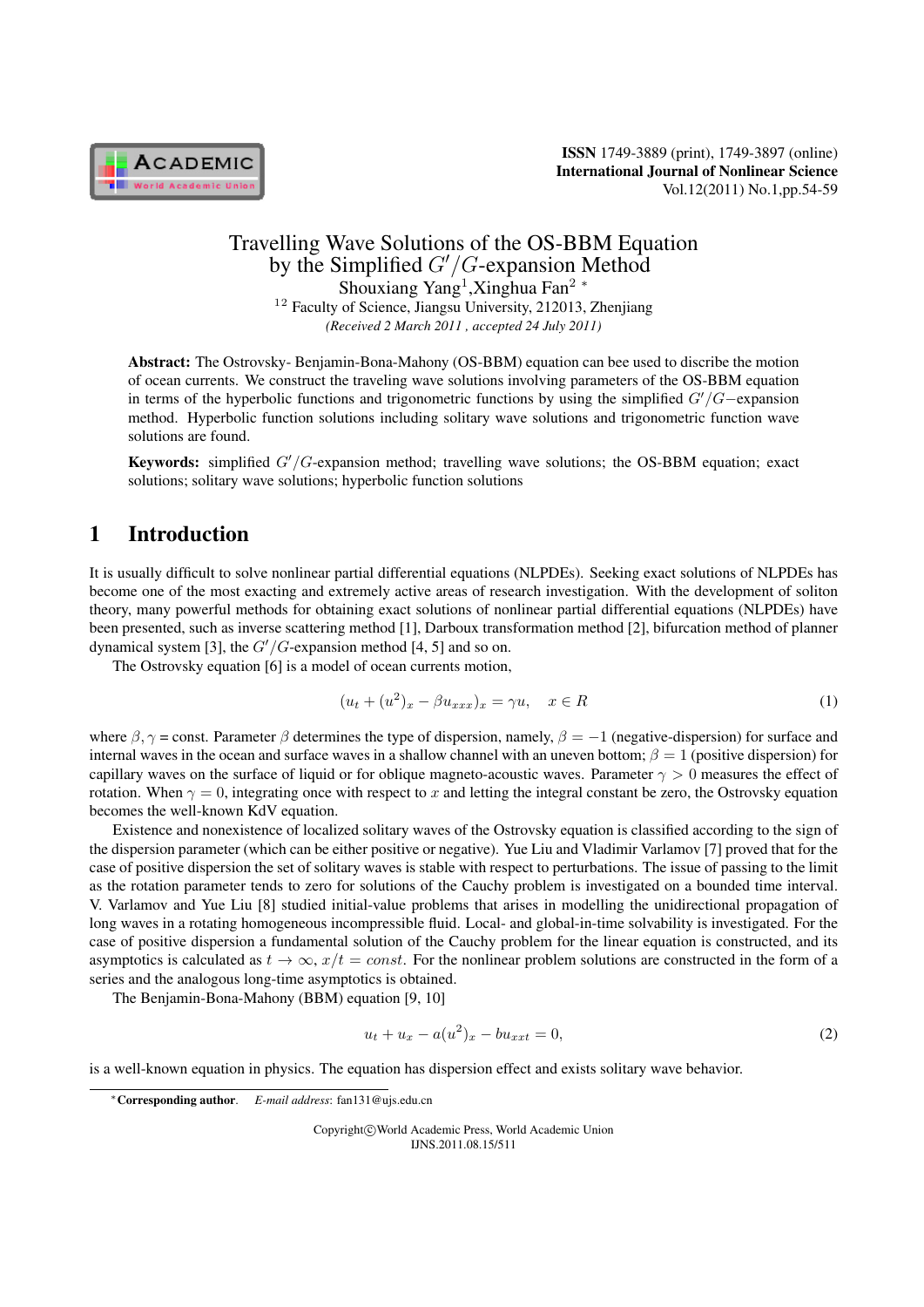# Travelling Wave Solutions of the OS-BBM Equation by the Simplified $G'/G$-expansion Method

Shouxiang Yang[1], Xinghua Fan[2] *

[1 2] Faculty of Science, Jiangsu University, 212013, Zhenjiang

*(Received 2 March 2011 , accepted 24 July 2011)*

**Abstract:** The Ostrovsky- Benjamin-Bona-Mahony (OS-BBM) equation can bee used to discribe the motion of ocean currents. We construct the traveling wave solutions involving parameters of the OS-BBM equation in terms of the hyperbolic functions and trigonometric functions by using the simplified $G'/G-$expansion method. Hyperbolic function solutions including solitary wave solutions and trigonometric function wave solutions are found.

**Keywords:** simplified $G'/G$-expansion method; travelling wave solutions; the OS-BBM equation; exact solutions; solitary wave solutions; hyperbolic function solutions

## 1 Introduction

It is usually difficult to solve nonlinear partial differential equations (NLPDEs). Seeking exact solutions of NLPDEs has become one of the most exacting and extremely active areas of research investigation. With the development of soliton theory, many powerful methods for obtaining exact solutions of nonlinear partial differential equations (NLPDEs) have been presented, such as inverse scattering method [1], Darboux transformation method [2], bifurcation method of planner dynamical system [3], the $G'/G$-expansion method [4, 5] and so on.

The Ostrovsky equation [6] is a model of ocean currents motion,

$$(u_t + (u^2)_x - \beta u_{xxx})_x = \gamma u, \quad x \in R \tag{1}$$

where $\beta, \gamma$ = const. Parameter $\beta$ determines the type of dispersion, namely, $\beta = -1$ (negative-dispersion) for surface and internal waves in the ocean and surface waves in a shallow channel with an uneven bottom; $\beta = 1$ (positive dispersion) for capillary waves on the surface of liquid or for oblique magneto-acoustic waves. Parameter $\gamma > 0$ measures the effect of rotation. When $\gamma = 0$, integrating once with respect to $x$ and letting the integral constant be zero, the Ostrovsky equation becomes the well-known KdV equation.

Existence and nonexistence of localized solitary waves of the Ostrovsky equation is classified according to the sign of the dispersion parameter (which can be either positive or negative). Yue Liu and Vladimir Varlamov [7] proved that for the case of positive dispersion the set of solitary waves is stable with respect to perturbations. The issue of passing to the limit as the rotation parameter tends to zero for solutions of the Cauchy problem is investigated on a bounded time interval. V. Varlamov and Yue Liu [8] studied initial-value problems that arises in modelling the unidirectional propagation of long waves in a rotating homogeneous incompressible fluid. Local- and global-in-time solvability is investigated. For the case of positive dispersion a fundamental solution of the Cauchy problem for the linear equation is constructed, and its asymptotics is calculated as $t \to \infty$, $x/t = const$. For the nonlinear problem solutions are constructed in the form of a series and the analogous long-time asymptotics is obtained.

The Benjamin-Bona-Mahony (BBM) equation [9, 10]

$$u_t + u_x - a(u^2)_x - bu_{xxt} = 0, \tag{2}$$

is a well-known equation in physics. The equation has dispersion effect and exists solitary wave behavior.

*Corresponding author. *E-mail address*: fan131@ujs.edu.cn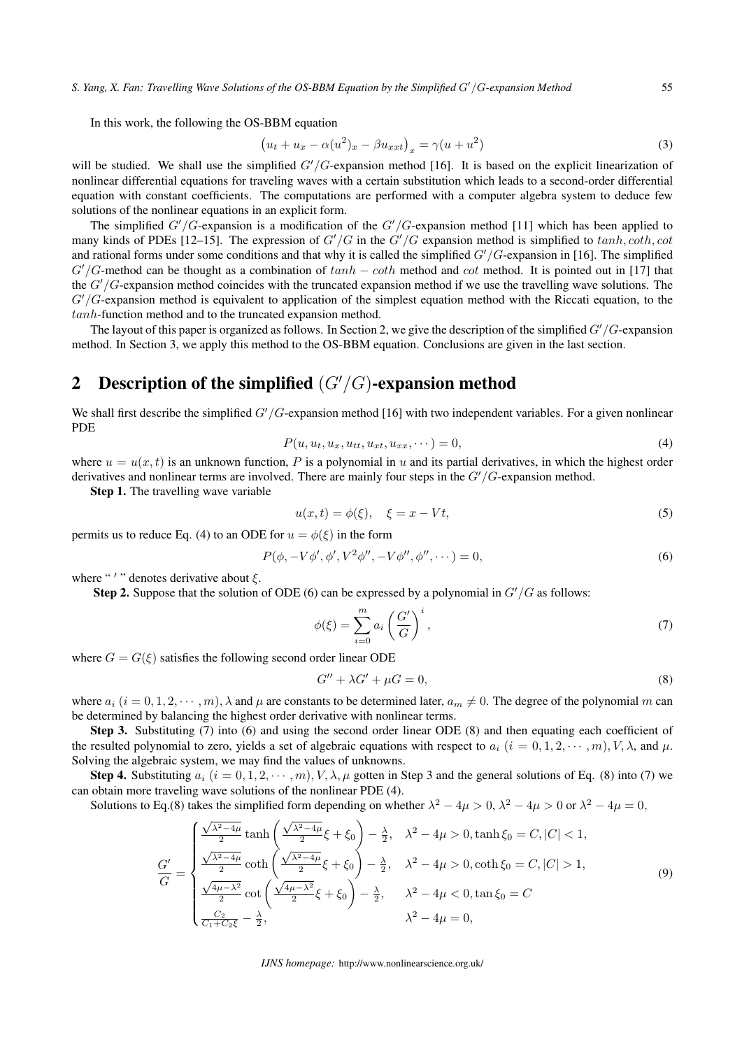In this work, the following the OS-BBM equation

$$\left(u_t + u_x - \alpha(u^2)_x - \beta u_{xxt}\right)_x = \gamma(u + u^2) \tag{3}$$

will be studied. We shall use the simplified $G'/G$-expansion method [16]. It is based on the explicit linearization of nonlinear differential equations for traveling waves with a certain substitution which leads to a second-order differential equation with constant coefficients. The computations are performed with a computer algebra system to deduce few solutions of the nonlinear equations in an explicit form.

The simplified $G'/G$-expansion is a modification of the $G'/G$-expansion method [11] which has been applied to many kinds of PDEs [12–15]. The expression of $G'/G$ in the $G'/G$ expansion method is simplified to $tanh, coth, cot$ and rational forms under some conditions and that why it is called the simplified $G'/G$-expansion in [16]. The simplified $G'/G$-method can be thought as a combination of $tanh - coth$ method and $cot$ method. It is pointed out in [17] that the $G'/G$-expansion method coincides with the truncated expansion method if we use the travelling wave solutions. The $G'/G$-expansion method is equivalent to application of the simplest equation method with the Riccati equation, to the $tanh$-function method and to the truncated expansion method.

The layout of this paper is organized as follows. In Section 2, we give the description of the simplified $G'/G$-expansion method. In Section 3, we apply this method to the OS-BBM equation. Conclusions are given in the last section.

## 2 Description of the simplified $(G'/G)$-expansion method

We shall first describe the simplified $G'/G$-expansion method [16] with two independent variables. For a given nonlinear PDE

$$P(u, u_t, u_x, u_{tt}, u_{xt}, u_{xx}, \cdots) = 0, \tag{4}$$

where $u = u(x,t)$ is an unknown function, $P$ is a polynomial in $u$ and its partial derivatives, in which the highest order derivatives and nonlinear terms are involved. There are mainly four steps in the $G'/G$-expansion method.

**Step 1.** The travelling wave variable

$$u(x,t) = \phi(\xi), \quad \xi = x - Vt, \tag{5}$$

permits us to reduce Eq. (4) to an ODE for $u = \phi(\xi)$ in the form

$$P(\phi, -V\phi', \phi', V^2\phi'', -V\phi'', \phi'', \cdots) = 0, \tag{6}$$

where " $'$ " denotes derivative about $\xi$.

**Step 2.** Suppose that the solution of ODE (6) can be expressed by a polynomial in $G'/G$ as follows:

$$\phi(\xi) = \sum_{i=0}^{m} a_i \left(\frac{G'}{G}\right)^i, \tag{7}$$

where $G = G(\xi)$ satisfies the following second order linear ODE

$$G'' + \lambda G' + \mu G = 0, \tag{8}$$

where $a_i$ $(i = 0, 1, 2, \cdots, m)$, $\lambda$ and $\mu$ are constants to be determined later, $a_m \neq 0$. The degree of the polynomial $m$ can be determined by balancing the highest order derivative with nonlinear terms.

**Step 3.** Substituting (7) into (6) and using the second order linear ODE (8) and then equating each coefficient of the resulted polynomial to zero, yields a set of algebraic equations with respect to $a_i$ $(i = 0, 1, 2, \cdots, m)$, $V$, $\lambda$, and $\mu$. Solving the algebraic system, we may find the values of unknowns.

**Step 4.** Substituting $a_i$ $(i = 0, 1, 2, \cdots, m)$, $V, \lambda, \mu$ gotten in Step 3 and the general solutions of Eq. (8) into (7) we can obtain more traveling wave solutions of the nonlinear PDE (4).

Solutions to Eq.(8) takes the simplified form depending on whether $\lambda^2 - 4\mu > 0$, $\lambda^2 - 4\mu > 0$ or $\lambda^2 - 4\mu = 0$,

$$\frac{G'}{G} = \begin{cases} \frac{\sqrt{\lambda^2-4\mu}}{2}\tanh\left(\frac{\sqrt{\lambda^2-4\mu}}{2}\xi + \xi_0\right) - \frac{\lambda}{2}, & \lambda^2 - 4\mu > 0, \tanh\xi_0 = C, |C| < 1, \\ \frac{\sqrt{\lambda^2-4\mu}}{2}\coth\left(\frac{\sqrt{\lambda^2-4\mu}}{2}\xi + \xi_0\right) - \frac{\lambda}{2}, & \lambda^2 - 4\mu > 0, \coth\xi_0 = C, |C| > 1, \\ \frac{\sqrt{4\mu-\lambda^2}}{2}\cot\left(\frac{\sqrt{4\mu-\lambda^2}}{2}\xi + \xi_0\right) - \frac{\lambda}{2}, & \lambda^2 - 4\mu < 0, \tan\xi_0 = C \\ \frac{C_2}{C_1 + C_2\xi} - \frac{\lambda}{2}, & \lambda^2 - 4\mu = 0, \end{cases} \tag{9}$$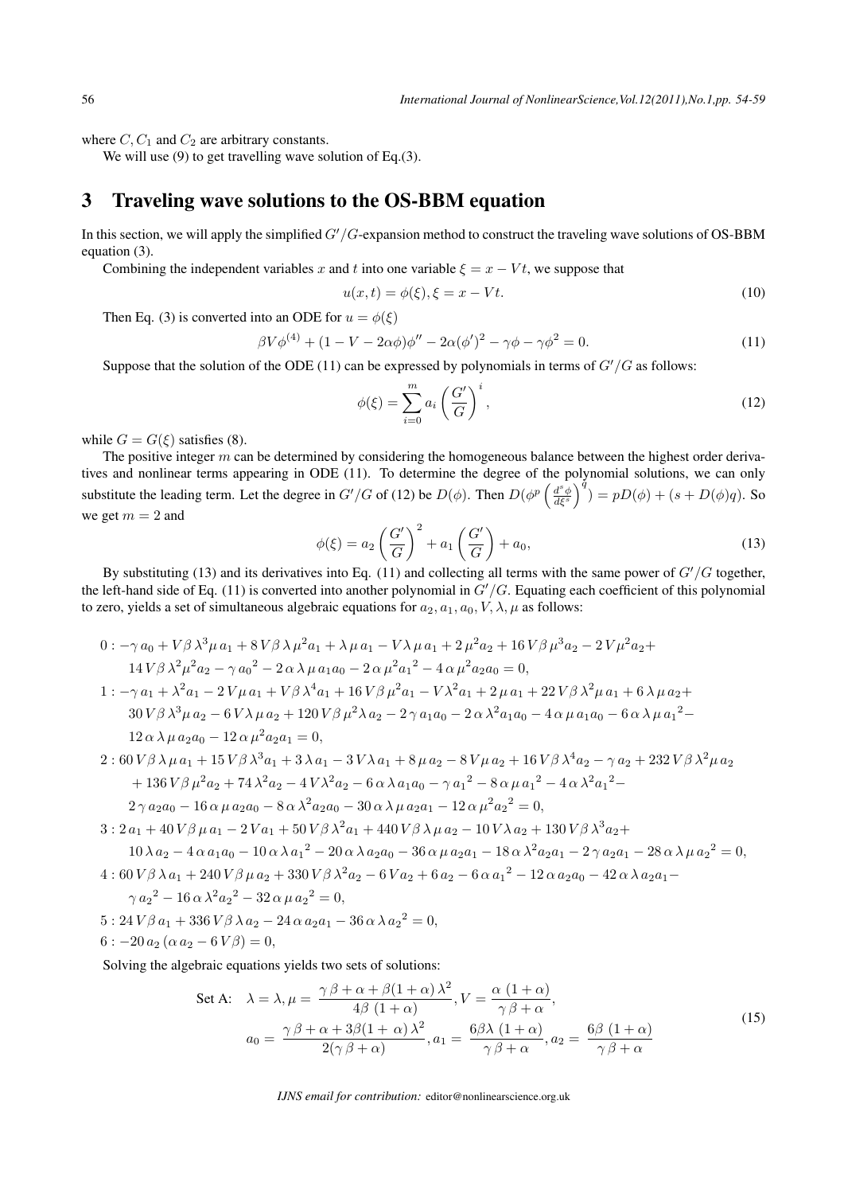where $C, C_1$ and $C_2$ are arbitrary constants.

We will use (9) to get travelling wave solution of Eq.(3).

## 3 Traveling wave solutions to the OS-BBM equation

In this section, we will apply the simplified $G'/G$-expansion method to construct the traveling wave solutions of OS-BBM equation (3).

Combining the independent variables $x$ and $t$ into one variable $\xi = x - Vt$, we suppose that

$$u(x,t) = \phi(\xi), \xi = x - Vt. \tag{10}$$

Then Eq. (3) is converted into an ODE for $u = \phi(\xi)$

$$\beta V \phi^{(4)} + (1 - V - 2\alpha\phi)\phi'' - 2\alpha(\phi')^2 - \gamma\phi - \gamma\phi^2 = 0. \tag{11}$$

Suppose that the solution of the ODE (11) can be expressed by polynomials in terms of $G'/G$ as follows:

$$\phi(\xi) = \sum_{i=0}^{m} a_i \left(\frac{G'}{G}\right)^i, \tag{12}$$

while $G = G(\xi)$ satisfies (8).

The positive integer $m$ can be determined by considering the homogeneous balance between the highest order derivatives and nonlinear terms appearing in ODE (11). To determine the degree of the polynomial solutions, we can only substitute the leading term. Let the degree in $G'/G$ of (12) be $D(\phi)$. Then $D(\phi^p \left(\frac{d^s\phi}{d\xi^s}\right)^q) = pD(\phi) + (s + D(\phi)q)$. So we get $m = 2$ and

$$\phi(\xi) = a_2 \left(\frac{G'}{G}\right)^2 + a_1 \left(\frac{G'}{G}\right) + a_0, \tag{13}$$

By substituting (13) and its derivatives into Eq. (11) and collecting all terms with the same power of $G'/G$ together, the left-hand side of Eq. (11) is converted into another polynomial in $G'/G$. Equating each coefficient of this polynomial to zero, yields a set of simultaneous algebraic equations for $a_2, a_1, a_0, V, \lambda, \mu$ as follows:

$$0: -\gamma a_0 + V\beta\lambda^3\mu a_1 + 8V\beta\lambda\mu^2 a_1 + \lambda\mu a_1 - V\lambda\mu a_1 + 2\mu^2 a_2 + 16V\beta\mu^3 a_2 - 2V\mu^2 a_2 + 14V\beta\lambda^2\mu^2 a_2 - \gamma a_0{}^2 - 2\alpha\lambda\mu a_1 a_0 - 2\alpha\mu^2 a_1{}^2 - 4\alpha\mu^2 a_2 a_0 = 0,$$

$$1: -\gamma a_1 + \lambda^2 a_1 - 2V\mu a_1 + V\beta\lambda^4 a_1 + 16V\beta\mu^2 a_1 - V\lambda^2 a_1 + 2\mu a_1 + 22V\beta\lambda^2\mu a_1 + 6\lambda\mu a_2 + 30V\beta\lambda^3\mu a_2 - 6V\lambda\mu a_2 + 120V\beta\mu^2\lambda a_2 - 2\gamma a_1 a_0 - 2\alpha\lambda^2 a_1 a_0 - 4\alpha\mu a_1 a_0 - 6\alpha\lambda\mu a_1{}^2 - 12\alpha\lambda\mu a_2 a_0 - 12\alpha\mu^2 a_2 a_1 = 0,$$

$$2: 60V\beta\lambda\mu a_1 + 15V\beta\lambda^3 a_1 + 3\lambda a_1 - 3V\lambda a_1 + 8\mu a_2 - 8V\mu a_2 + 16V\beta\lambda^4 a_2 - \gamma a_2 + 232V\beta\lambda^2\mu a_2 + 136V\beta\mu^2 a_2 + 74\lambda^2 a_2 - 4V\lambda^2 a_2 - 6\alpha\lambda a_1 a_0 - \gamma a_1{}^2 - 8\alpha\mu a_1{}^2 - 4\alpha\lambda^2 a_1{}^2 - 2\gamma a_2 a_0 - 16\alpha\mu a_2 a_0 - 8\alpha\lambda^2 a_2 a_0 - 30\alpha\lambda\mu a_2 a_1 - 12\alpha\mu^2 a_2{}^2 = 0,$$

$$3: 2a_1 + 40V\beta\mu a_1 - 2Va_1 + 50V\beta\lambda^2 a_1 + 440V\beta\lambda\mu a_2 - 10V\lambda a_2 + 130V\beta\lambda^3 a_2 + 10\lambda a_2 - 4\alpha a_1 a_0 - 10\alpha\lambda a_1{}^2 - 20\alpha\lambda a_2 a_0 - 36\alpha\mu a_2 a_1 - 18\alpha\lambda^2 a_2 a_1 - 2\gamma a_2 a_1 - 28\alpha\lambda\mu a_2{}^2 = 0,$$

$$4: 60V\beta\lambda a_1 + 240V\beta\mu a_2 + 330V\beta\lambda^2 a_2 - 6Va_2 + 6a_2 - 6\alpha a_1{}^2 - 12\alpha a_2 a_0 - 42\alpha\lambda a_2 a_1 - \gamma a_2{}^2 - 16\alpha\lambda^2 a_2{}^2 - 32\alpha\mu a_2{}^2 = 0,$$

$$5: 24V\beta a_1 + 336V\beta\lambda a_2 - 24\alpha a_2 a_1 - 36\alpha\lambda a_2{}^2 = 0,$$

$$6: -20a_2(\alpha a_2 - 6V\beta) = 0,$$

Solving the algebraic equations yields two sets of solutions:

$$\text{Set A:} \quad \lambda = \lambda, \mu = \frac{\gamma\beta + \alpha + \beta(1+\alpha)\lambda^2}{4\beta(1+\alpha)}, V = \frac{\alpha(1+\alpha)}{\gamma\beta + \alpha},$$
$$a_0 = \frac{\gamma\beta + \alpha + 3\beta(1+\alpha)\lambda^2}{2(\gamma\beta + \alpha)}, a_1 = \frac{6\beta\lambda(1+\alpha)}{\gamma\beta + \alpha}, a_2 = \frac{6\beta(1+\alpha)}{\gamma\beta + \alpha} \tag{15}$$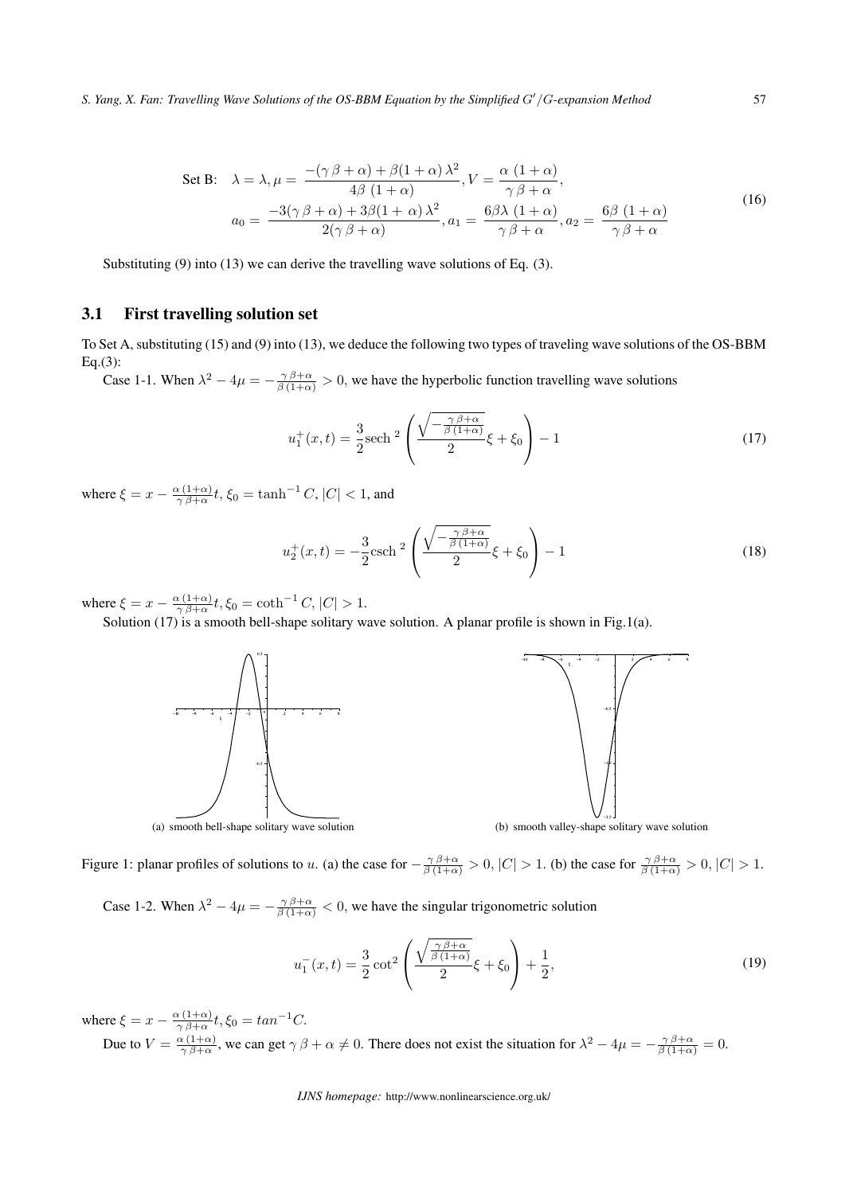$$
\text{Set B:}\quad \lambda=\lambda,\mu=\frac{-(\gamma\,\beta+\alpha)+\beta(1+\alpha)\,\lambda^2}{4\beta\,(1+\alpha)},V=\frac{\alpha\,(1+\alpha)}{\gamma\,\beta+\alpha},
$$
$$
a_0=\frac{-3(\gamma\,\beta+\alpha)+3\beta(1+\,\alpha)\,\lambda^2}{2(\gamma\,\beta+\alpha)},a_1=\frac{6\beta\lambda\,(1+\alpha)}{\gamma\,\beta+\alpha},a_2=\frac{6\beta\,(1+\alpha)}{\gamma\,\beta+\alpha} \tag{16}
$$

Substituting (9) into (13) we can derive the travelling wave solutions of Eq. (3).

### 3.1 First travelling solution set

To Set A, substituting (15) and (9) into (13), we deduce the following two types of traveling wave solutions of the OS-BBM Eq.(3):

Case 1-1. When $\lambda^2-4\mu=-\frac{\gamma\,\beta+\alpha}{\beta\,(1+\alpha)}>0$, we have the hyperbolic function travelling wave solutions

$$
u_1^+(x,t)=\frac{3}{2}\text{sech}^{\,2}\left(\frac{\sqrt{-\frac{\gamma\,\beta+\alpha}{\beta\,(1+\alpha)}}}{2}\xi+\xi_0\right)-1 \tag{17}
$$

where $\xi=x-\frac{\alpha\,(1+\alpha)}{\gamma\,\beta+\alpha}t, \xi_0=\tanh^{-1}C, |C|<1$, and

$$
u_2^+(x,t)=-\frac{3}{2}\text{csch}^{\,2}\left(\frac{\sqrt{-\frac{\gamma\,\beta+\alpha}{\beta\,(1+\alpha)}}}{2}\xi+\xi_0\right)-1 \tag{18}
$$

where $\xi=x-\frac{\alpha\,(1+\alpha)}{\gamma\,\beta+\alpha}t, \xi_0=\coth^{-1}C, |C|>1$.

Solution (17) is a smooth bell-shape solitary wave solution. A planar profile is shown in Fig.1(a).

(a) smooth bell-shape solitary wave solution

(b) smooth valley-shape solitary wave solution

Figure 1: planar profiles of solutions to $u$. (a) the case for $-\frac{\gamma\,\beta+\alpha}{\beta\,(1+\alpha)}>0, |C|>1$. (b) the case for $\frac{\gamma\,\beta+\alpha}{\beta\,(1+\alpha)}>0, |C|>1$.

Case 1-2. When $\lambda^2-4\mu=-\frac{\gamma\,\beta+\alpha}{\beta\,(1+\alpha)}<0$, we have the singular trigonometric solution

$$
u_1^-(x,t)=\frac{3}{2}\cot^2\left(\frac{\sqrt{\frac{\gamma\,\beta+\alpha}{\beta\,(1+\alpha)}}}{2}\xi+\xi_0\right)+\frac{1}{2}, \tag{19}
$$

where $\xi=x-\frac{\alpha\,(1+\alpha)}{\gamma\,\beta+\alpha}t, \xi_0=tan^{-1}C$.

Due to $V=\frac{\alpha\,(1+\alpha)}{\gamma\,\beta+\alpha}$, we can get $\gamma\,\beta+\alpha\neq 0$. There does not exist the situation for $\lambda^2-4\mu=-\frac{\gamma\,\beta+\alpha}{\beta\,(1+\alpha)}=0$.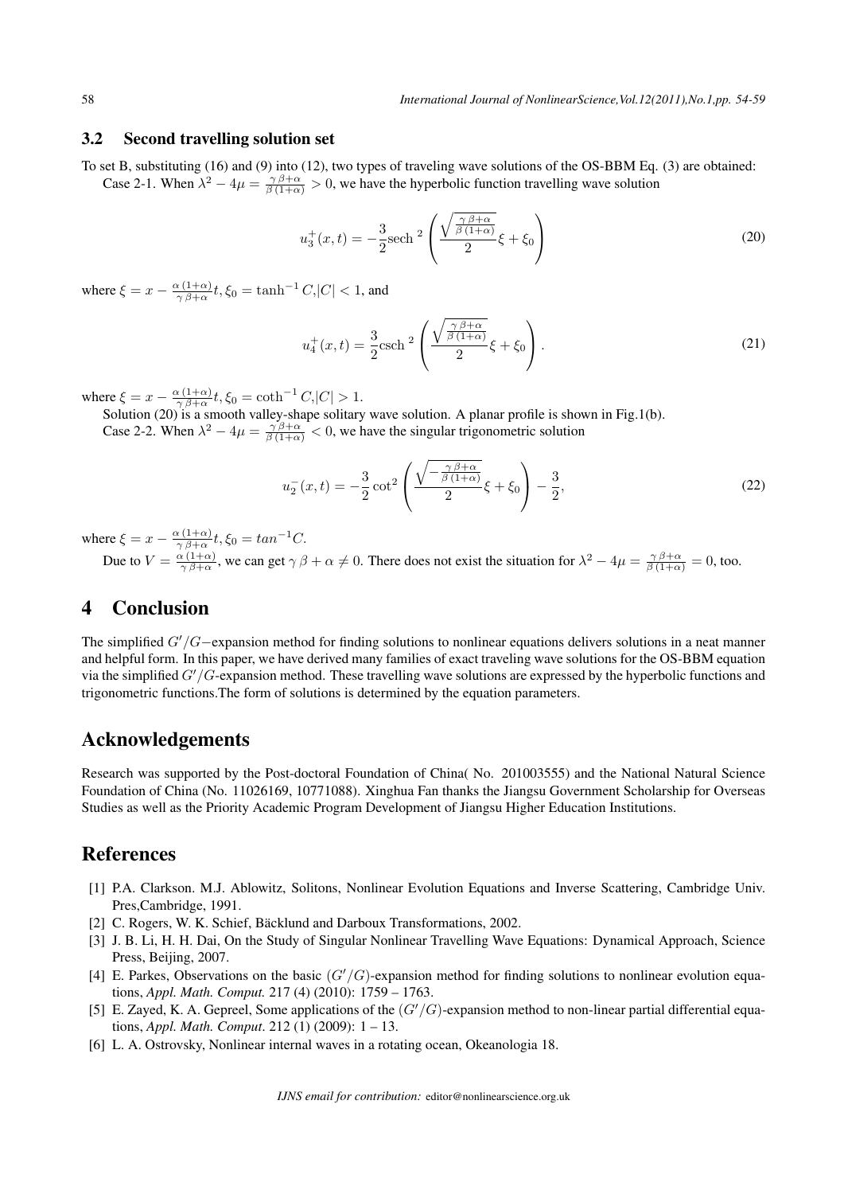### 3.2 Second travelling solution set

To set B, substituting (16) and (9) into (12), two types of traveling wave solutions of the OS-BBM Eq. (3) are obtained:

Case 2-1. When $\lambda^2 - 4\mu = \frac{\gamma\,\beta+\alpha}{\beta\,(1+\alpha)} > 0$, we have the hyperbolic function travelling wave solution

$$u_3^+(x,t) = -\frac{3}{2}\text{sech}^{\,2}\left(\frac{\sqrt{\frac{\gamma\,\beta+\alpha}{\beta\,(1+\alpha)}}}{2}\xi + \xi_0\right) \tag{20}$$

where $\xi = x - \frac{\alpha\,(1+\alpha)}{\gamma\,\beta+\alpha}t, \xi_0 = \tanh^{-1} C, |C| < 1$, and

$$u_4^+(x,t) = \frac{3}{2}\text{csch}^{\,2}\left(\frac{\sqrt{\frac{\gamma\,\beta+\alpha}{\beta\,(1+\alpha)}}}{2}\xi + \xi_0\right). \tag{21}$$

where $\xi = x - \frac{\alpha\,(1+\alpha)}{\gamma\,\beta+\alpha}t, \xi_0 = \coth^{-1} C, |C| > 1$.

Solution (20) is a smooth valley-shape solitary wave solution. A planar profile is shown in Fig.1(b).

Case 2-2. When $\lambda^2 - 4\mu = \frac{\gamma\,\beta+\alpha}{\beta\,(1+\alpha)} < 0$, we have the singular trigonometric solution

$$u_2^-(x,t) = -\frac{3}{2}\cot^2\left(\frac{\sqrt{-\frac{\gamma\,\beta+\alpha}{\beta\,(1+\alpha)}}}{2}\xi + \xi_0\right) - \frac{3}{2}, \tag{22}$$

where $\xi = x - \frac{\alpha\,(1+\alpha)}{\gamma\,\beta+\alpha}t, \xi_0 = tan^{-1}C$.

Due to $V = \frac{\alpha\,(1+\alpha)}{\gamma\,\beta+\alpha}$, we can get $\gamma\,\beta + \alpha \neq 0$. There does not exist the situation for $\lambda^2 - 4\mu = \frac{\gamma\,\beta+\alpha}{\beta\,(1+\alpha)} = 0$, too.

## 4 Conclusion

The simplified $G'/G-$expansion method for finding solutions to nonlinear equations delivers solutions in a neat manner and helpful form. In this paper, we have derived many families of exact traveling wave solutions for the OS-BBM equation via the simplified $G'/G$-expansion method. These travelling wave solutions are expressed by the hyperbolic functions and trigonometric functions.The form of solutions is determined by the equation parameters.

## Acknowledgements

Research was supported by the Post-doctoral Foundation of China( No. 201003555) and the National Natural Science Foundation of China (No. 11026169, 10771088). Xinghua Fan thanks the Jiangsu Government Scholarship for Overseas Studies as well as the Priority Academic Program Development of Jiangsu Higher Education Institutions.

## References

[1] P.A. Clarkson. M.J. Ablowitz, Solitons, Nonlinear Evolution Equations and Inverse Scattering, Cambridge Univ. Pres,Cambridge, 1991.

[2] C. Rogers, W. K. Schief, Bäcklund and Darboux Transformations, 2002.

[3] J. B. Li, H. H. Dai, On the Study of Singular Nonlinear Travelling Wave Equations: Dynamical Approach, Science Press, Beijing, 2007.

[4] E. Parkes, Observations on the basic $(G'/G)$-expansion method for finding solutions to nonlinear evolution equations, *Appl. Math. Comput.* 217 (4) (2010): 1759 – 1763.

[5] E. Zayed, K. A. Gepreel, Some applications of the $(G'/G)$-expansion method to non-linear partial differential equations, *Appl. Math. Comput*. 212 (1) (2009): 1 – 13.

[6] L. A. Ostrovsky, Nonlinear internal waves in a rotating ocean, Okeanologia 18.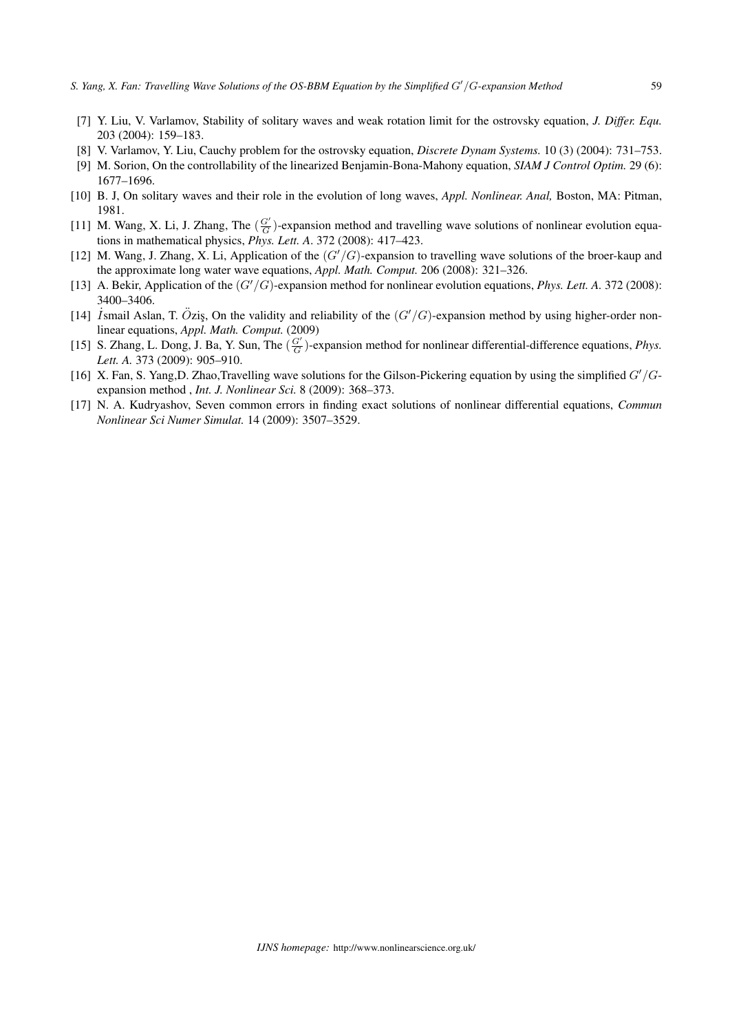[7] Y. Liu, V. Varlamov, Stability of solitary waves and weak rotation limit for the ostrovsky equation, *J. Differ. Equ.* 203 (2004): 159–183.

[8] V. Varlamov, Y. Liu, Cauchy problem for the ostrovsky equation, *Discrete Dynam Systems.* 10 (3) (2004): 731–753.

[9] M. Sorion, On the controllability of the linearized Benjamin-Bona-Mahony equation, *SIAM J Control Optim.* 29 (6): 1677–1696.

[10] B. J, On solitary waves and their role in the evolution of long waves, *Appl. Nonlinear. Anal,* Boston, MA: Pitman, 1981.

[11] M. Wang, X. Li, J. Zhang, The $(\frac{G'}{G})$-expansion method and travelling wave solutions of nonlinear evolution equations in mathematical physics, *Phys. Lett. A*. 372 (2008): 417–423.

[12] M. Wang, J. Zhang, X. Li, Application of the $(G'/G)$-expansion to travelling wave solutions of the broer-kaup and the approximate long water wave equations, *Appl. Math. Comput.* 206 (2008): 321–326.

[13] A. Bekir, Application of the $(G'/G)$-expansion method for nonlinear evolution equations, *Phys. Lett. A*. 372 (2008): 3400–3406.

[14] İsmail Aslan, T. Öziş, On the validity and reliability of the $(G'/G)$-expansion method by using higher-order nonlinear equations, *Appl. Math. Comput.* (2009)

[15] S. Zhang, L. Dong, J. Ba, Y. Sun, The $(\frac{G'}{G})$-expansion method for nonlinear differential-difference equations, *Phys. Lett. A*. 373 (2009): 905–910.

[16] X. Fan, S. Yang,D. Zhao,Travelling wave solutions for the Gilson-Pickering equation by using the simplified $G'/G$-expansion method , *Int. J. Nonlinear Sci.* 8 (2009): 368–373.

[17] N. A. Kudryashov, Seven common errors in finding exact solutions of nonlinear differential equations, *Commun Nonlinear Sci Numer Simulat.* 14 (2009): 3507–3529.